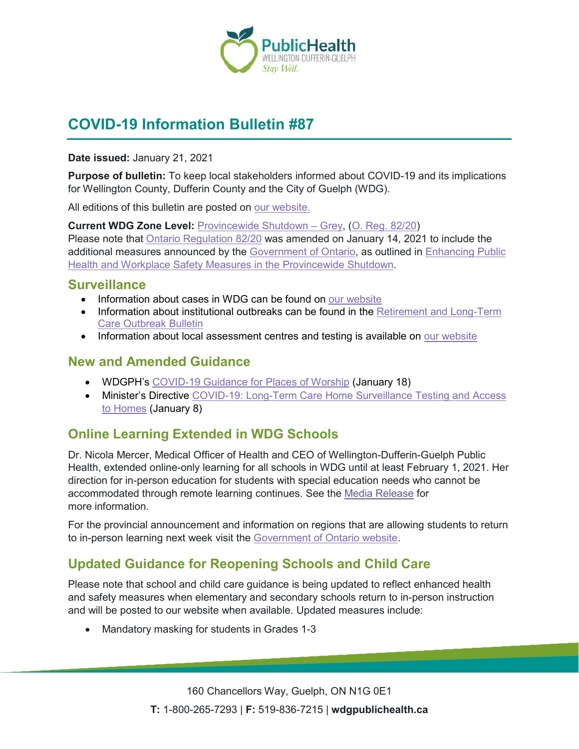# COVID-19 Information Bulletin #87

**Date issued:** January 21, 2021

**Purpose of bulletin:** To keep local stakeholders informed about COVID-19 and its implications for Wellington County, Dufferin County and the City of Guelph (WDG).

All editions of this bulletin are posted on our website.

**Current WDG Zone Level:** Provincewide Shutdown – Grey, (O. Reg. 82/20)
Please note that Ontario Regulation 82/20 was amended on January 14, 2021 to include the additional measures announced by the Government of Ontario, as outlined in Enhancing Public Health and Workplace Safety Measures in the Provincewide Shutdown.

## Surveillance

- Information about cases in WDG can be found on our website
- Information about institutional outbreaks can be found in the Retirement and Long-Term Care Outbreak Bulletin
- Information about local assessment centres and testing is available on our website

## New and Amended Guidance

- WDGPH's COVID-19 Guidance for Places of Worship (January 18)
- Minister's Directive COVID-19: Long-Term Care Home Surveillance Testing and Access to Homes (January 8)

## Online Learning Extended in WDG Schools

Dr. Nicola Mercer, Medical Officer of Health and CEO of Wellington-Dufferin-Guelph Public Health, extended online-only learning for all schools in WDG until at least February 1, 2021. Her direction for in-person education for students with special education needs who cannot be accommodated through remote learning continues. See the Media Release for more information.

For the provincial announcement and information on regions that are allowing students to return to in-person learning next week visit the Government of Ontario website.

## Updated Guidance for Reopening Schools and Child Care

Please note that school and child care guidance is being updated to reflect enhanced health and safety measures when elementary and secondary schools return to in-person instruction and will be posted to our website when available. Updated measures include:

- Mandatory masking for students in Grades 1-3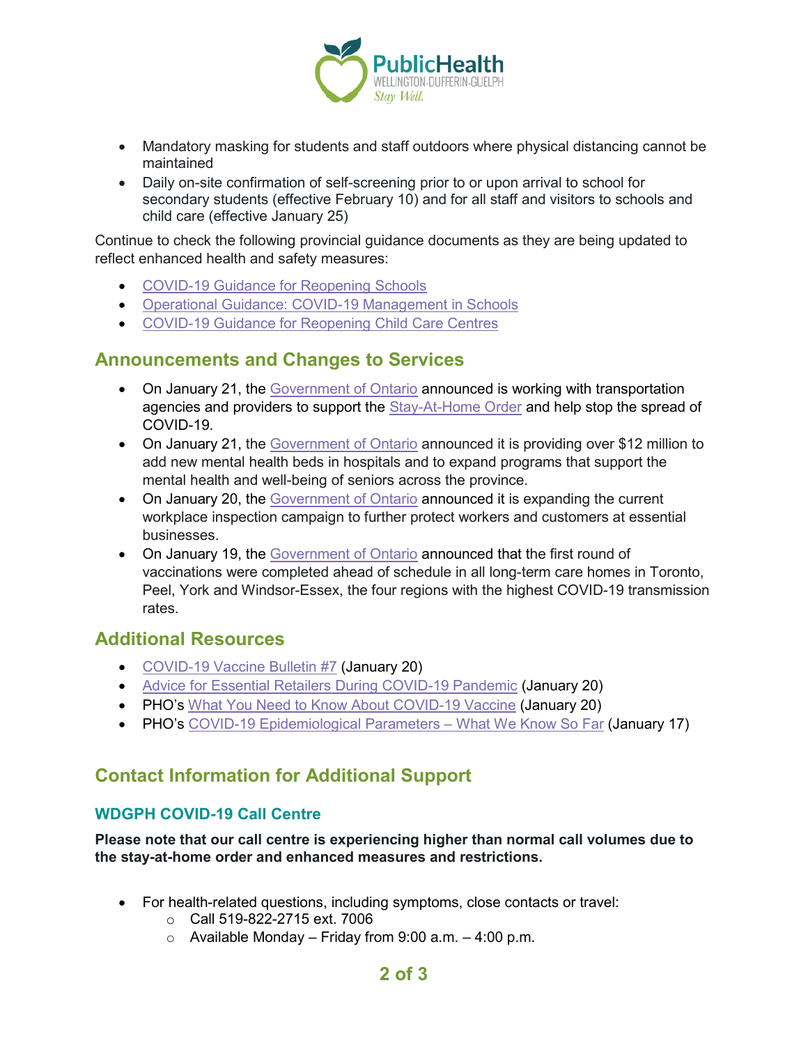- Mandatory masking for students and staff outdoors where physical distancing cannot be maintained
- Daily on-site confirmation of self-screening prior to or upon arrival to school for secondary students (effective February 10) and for all staff and visitors to schools and child care (effective January 25)

Continue to check the following provincial guidance documents as they are being updated to reflect enhanced health and safety measures:

- COVID-19 Guidance for Reopening Schools
- Operational Guidance: COVID-19 Management in Schools
- COVID-19 Guidance for Reopening Child Care Centres

## Announcements and Changes to Services

- On January 21, the Government of Ontario announced is working with transportation agencies and providers to support the Stay-At-Home Order and help stop the spread of COVID-19.
- On January 21, the Government of Ontario announced it is providing over $12 million to add new mental health beds in hospitals and to expand programs that support the mental health and well-being of seniors across the province.
- On January 20, the Government of Ontario announced it is expanding the current workplace inspection campaign to further protect workers and customers at essential businesses.
- On January 19, the Government of Ontario announced that the first round of vaccinations were completed ahead of schedule in all long-term care homes in Toronto, Peel, York and Windsor-Essex, the four regions with the highest COVID-19 transmission rates.

## Additional Resources

- COVID-19 Vaccine Bulletin #7 (January 20)
- Advice for Essential Retailers During COVID-19 Pandemic (January 20)
- PHO's What You Need to Know About COVID-19 Vaccine (January 20)
- PHO's COVID-19 Epidemiological Parameters – What We Know So Far (January 17)

## Contact Information for Additional Support

### WDGPH COVID-19 Call Centre

**Please note that our call centre is experiencing higher than normal call volumes due to the stay-at-home order and enhanced measures and restrictions.**

- For health-related questions, including symptoms, close contacts or travel:
  - Call 519-822-2715 ext. 7006
  - Available Monday – Friday from 9:00 a.m. – 4:00 p.m.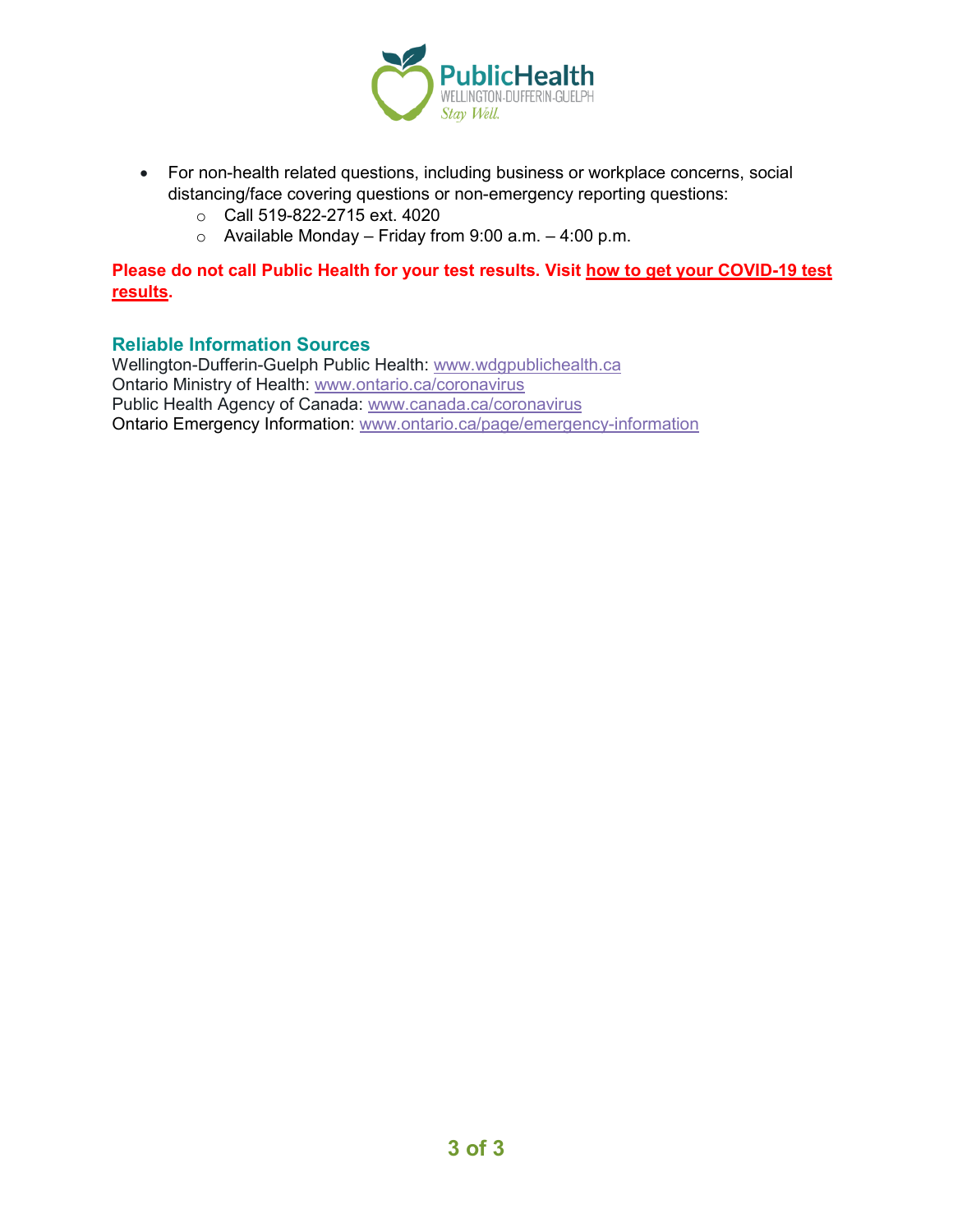- For non-health related questions, including business or workplace concerns, social distancing/face covering questions or non-emergency reporting questions:
  - Call 519-822-2715 ext. 4020
  - Available Monday – Friday from 9:00 a.m. – 4:00 p.m.

**Please do not call Public Health for your test results. Visit how to get your COVID-19 test results.**

### Reliable Information Sources

Wellington-Dufferin-Guelph Public Health: www.wdgpublichealth.ca
Ontario Ministry of Health: www.ontario.ca/coronavirus
Public Health Agency of Canada: www.canada.ca/coronavirus
Ontario Emergency Information: www.ontario.ca/page/emergency-information